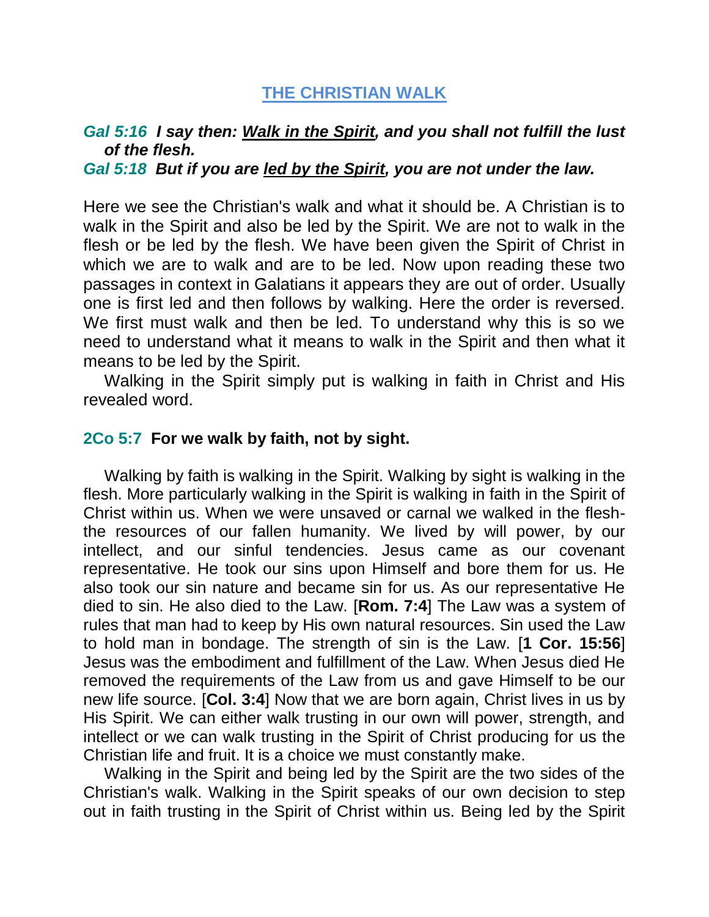# THE CHRISTIAN WALK

***Gal 5:16*** ***I say then: <u>Walk in the Spirit</u>, and you shall not fulfill the lust of the flesh.***
***Gal 5:18*** ***But if you are <u>led by the Spirit</u>, you are not under the law.***

Here we see the Christian's walk and what it should be. A Christian is to walk in the Spirit and also be led by the Spirit. We are not to walk in the flesh or be led by the flesh. We have been given the Spirit of Christ in which we are to walk and are to be led. Now upon reading these two passages in context in Galatians it appears they are out of order. Usually one is first led and then follows by walking. Here the order is reversed. We first must walk and then be led. To understand why this is so we need to understand what it means to walk in the Spirit and then what it means to be led by the Spirit.

Walking in the Spirit simply put is walking in faith in Christ and His revealed word.

**2Co 5:7** **For we walk by faith, not by sight.**

Walking by faith is walking in the Spirit. Walking by sight is walking in the flesh. More particularly walking in the Spirit is walking in faith in the Spirit of Christ within us. When we were unsaved or carnal we walked in the flesh- the resources of our fallen humanity. We lived by will power, by our intellect, and our sinful tendencies. Jesus came as our covenant representative. He took our sins upon Himself and bore them for us. He also took our sin nature and became sin for us. As our representative He died to sin. He also died to the Law. [**Rom. 7:4**] The Law was a system of rules that man had to keep by His own natural resources. Sin used the Law to hold man in bondage. The strength of sin is the Law. [**1 Cor. 15:56**] Jesus was the embodiment and fulfillment of the Law. When Jesus died He removed the requirements of the Law from us and gave Himself to be our new life source. [**Col. 3:4**] Now that we are born again, Christ lives in us by His Spirit. We can either walk trusting in our own will power, strength, and intellect or we can walk trusting in the Spirit of Christ producing for us the Christian life and fruit. It is a choice we must constantly make.

Walking in the Spirit and being led by the Spirit are the two sides of the Christian's walk. Walking in the Spirit speaks of our own decision to step out in faith trusting in the Spirit of Christ within us. Being led by the Spirit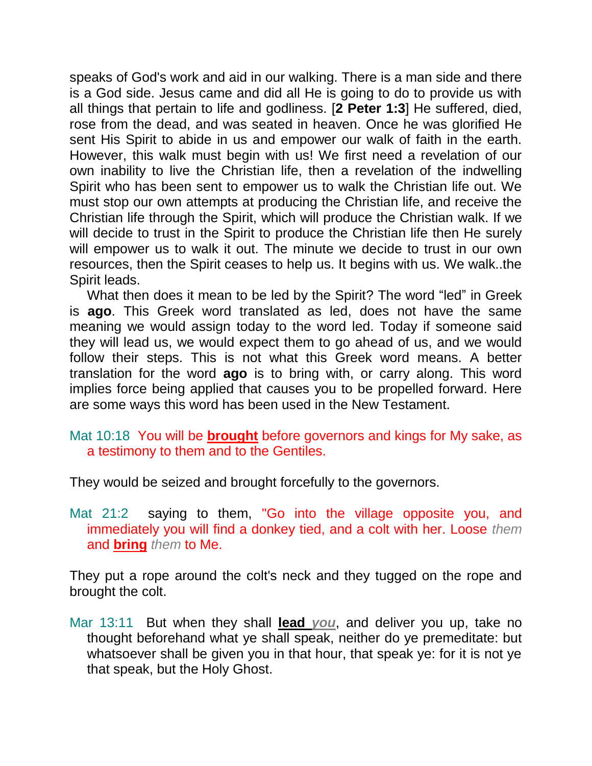speaks of God's work and aid in our walking. There is a man side and there is a God side. Jesus came and did all He is going to do to provide us with all things that pertain to life and godliness. [**2 Peter 1:3**] He suffered, died, rose from the dead, and was seated in heaven. Once he was glorified He sent His Spirit to abide in us and empower our walk of faith in the earth. However, this walk must begin with us! We first need a revelation of our own inability to live the Christian life, then a revelation of the indwelling Spirit who has been sent to empower us to walk the Christian life out. We must stop our own attempts at producing the Christian life, and receive the Christian life through the Spirit, which will produce the Christian walk. If we will decide to trust in the Spirit to produce the Christian life then He surely will empower us to walk it out. The minute we decide to trust in our own resources, then the Spirit ceases to help us. It begins with us. We walk..the Spirit leads.

What then does it mean to be led by the Spirit? The word "led" in Greek is **ago**. This Greek word translated as led, does not have the same meaning we would assign today to the word led. Today if someone said they will lead us, we would expect them to go ahead of us, and we would follow their steps. This is not what this Greek word means. A better translation for the word **ago** is to bring with, or carry along. This word implies force being applied that causes you to be propelled forward. Here are some ways this word has been used in the New Testament.

Mat 10:18 You will be **brought** before governors and kings for My sake, as a testimony to them and to the Gentiles.

They would be seized and brought forcefully to the governors.

Mat 21:2 saying to them, "Go into the village opposite you, and immediately you will find a donkey tied, and a colt with her. Loose *them* and **bring** *them* to Me.

They put a rope around the colt's neck and they tugged on the rope and brought the colt.

Mar 13:11 But when they shall **lead** ***you***, and deliver you up, take no thought beforehand what ye shall speak, neither do ye premeditate: but whatsoever shall be given you in that hour, that speak ye: for it is not ye that speak, but the Holy Ghost.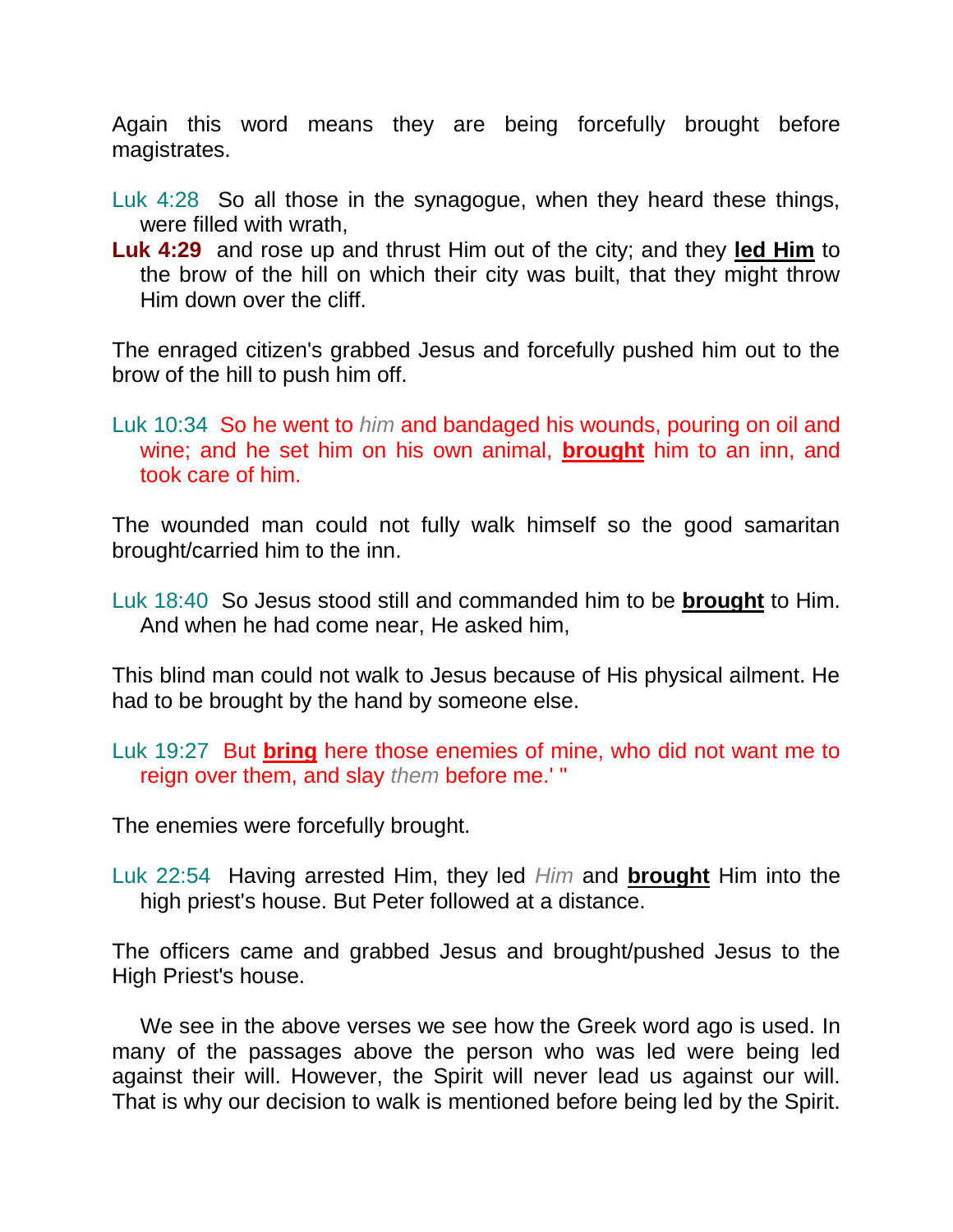Again this word means they are being forcefully brought before magistrates.

Luk 4:28 So all those in the synagogue, when they heard these things, were filled with wrath,

**Luk 4:29** and rose up and thrust Him out of the city; and they **led Him** to the brow of the hill on which their city was built, that they might throw Him down over the cliff.

The enraged citizen's grabbed Jesus and forcefully pushed him out to the brow of the hill to push him off.

Luk 10:34 So he went to *him* and bandaged his wounds, pouring on oil and wine; and he set him on his own animal, **brought** him to an inn, and took care of him.

The wounded man could not fully walk himself so the good samaritan brought/carried him to the inn.

Luk 18:40 So Jesus stood still and commanded him to be **brought** to Him. And when he had come near, He asked him,

This blind man could not walk to Jesus because of His physical ailment. He had to be brought by the hand by someone else.

Luk 19:27 But **bring** here those enemies of mine, who did not want me to reign over them, and slay *them* before me.' "

The enemies were forcefully brought.

Luk 22:54 Having arrested Him, they led *Him* and **brought** Him into the high priest's house. But Peter followed at a distance.

The officers came and grabbed Jesus and brought/pushed Jesus to the High Priest's house.

We see in the above verses we see how the Greek word ago is used. In many of the passages above the person who was led were being led against their will. However, the Spirit will never lead us against our will. That is why our decision to walk is mentioned before being led by the Spirit.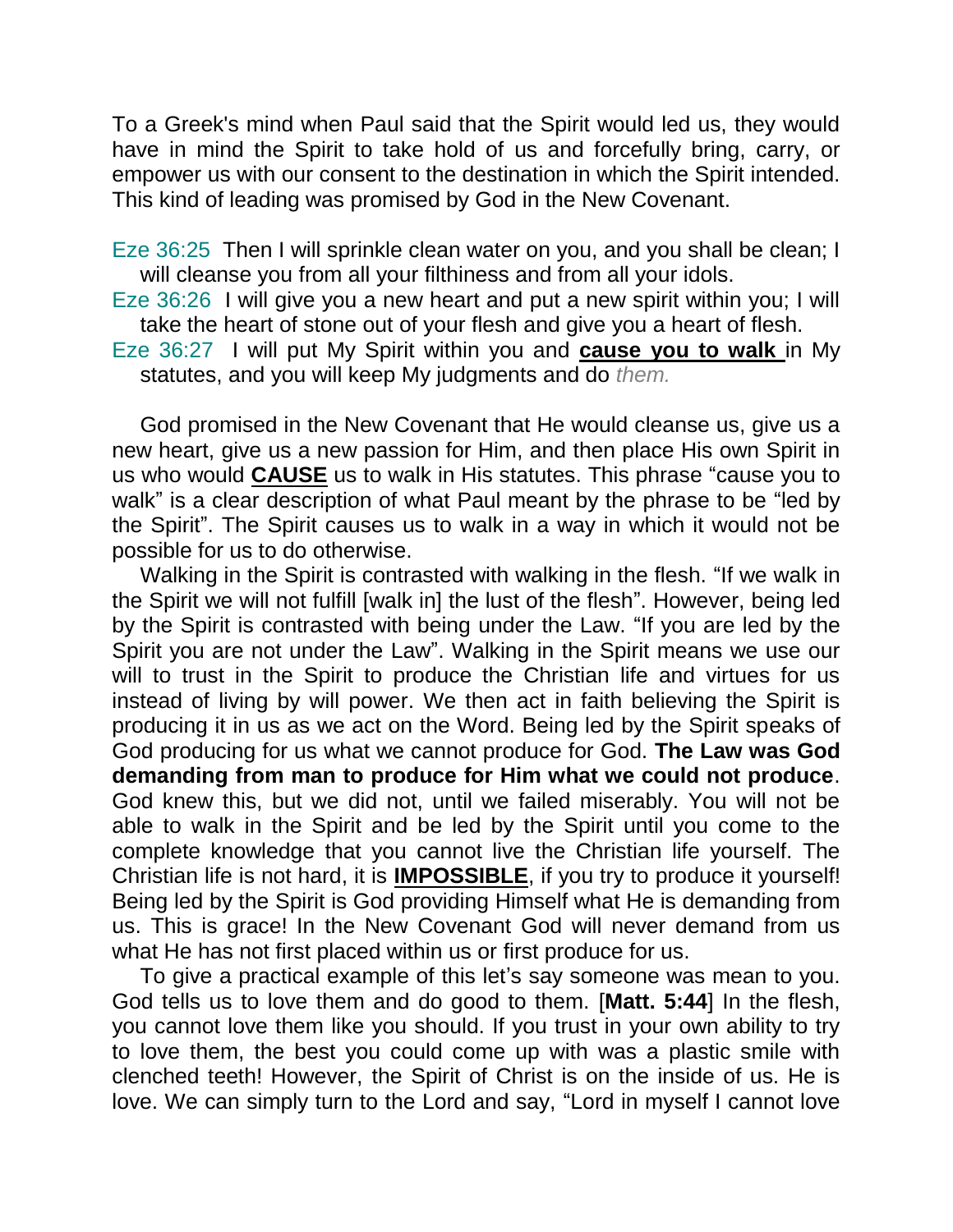To a Greek's mind when Paul said that the Spirit would led us, they would have in mind the Spirit to take hold of us and forcefully bring, carry, or empower us with our consent to the destination in which the Spirit intended. This kind of leading was promised by God in the New Covenant.

Eze 36:25 Then I will sprinkle clean water on you, and you shall be clean; I will cleanse you from all your filthiness and from all your idols.
Eze 36:26 I will give you a new heart and put a new spirit within you; I will take the heart of stone out of your flesh and give you a heart of flesh.
Eze 36:27 I will put My Spirit within you and **<u>cause you to walk</u>** in My statutes, and you will keep My judgments and do *them.*

God promised in the New Covenant that He would cleanse us, give us a new heart, give us a new passion for Him, and then place His own Spirit in us who would **<u>CAUSE</u>** us to walk in His statutes. This phrase "cause you to walk" is a clear description of what Paul meant by the phrase to be "led by the Spirit". The Spirit causes us to walk in a way in which it would not be possible for us to do otherwise.

Walking in the Spirit is contrasted with walking in the flesh. "If we walk in the Spirit we will not fulfill [walk in] the lust of the flesh". However, being led by the Spirit is contrasted with being under the Law. "If you are led by the Spirit you are not under the Law". Walking in the Spirit means we use our will to trust in the Spirit to produce the Christian life and virtues for us instead of living by will power. We then act in faith believing the Spirit is producing it in us as we act on the Word. Being led by the Spirit speaks of God producing for us what we cannot produce for God. **The Law was God demanding from man to produce for Him what we could not produce**. God knew this, but we did not, until we failed miserably. You will not be able to walk in the Spirit and be led by the Spirit until you come to the complete knowledge that you cannot live the Christian life yourself. The Christian life is not hard, it is **<u>IMPOSSIBLE</u>**, if you try to produce it yourself! Being led by the Spirit is God providing Himself what He is demanding from us. This is grace! In the New Covenant God will never demand from us what He has not first placed within us or first produce for us.

To give a practical example of this let's say someone was mean to you. God tells us to love them and do good to them. [**Matt. 5:44**] In the flesh, you cannot love them like you should. If you trust in your own ability to try to love them, the best you could come up with was a plastic smile with clenched teeth! However, the Spirit of Christ is on the inside of us. He is love. We can simply turn to the Lord and say, "Lord in myself I cannot love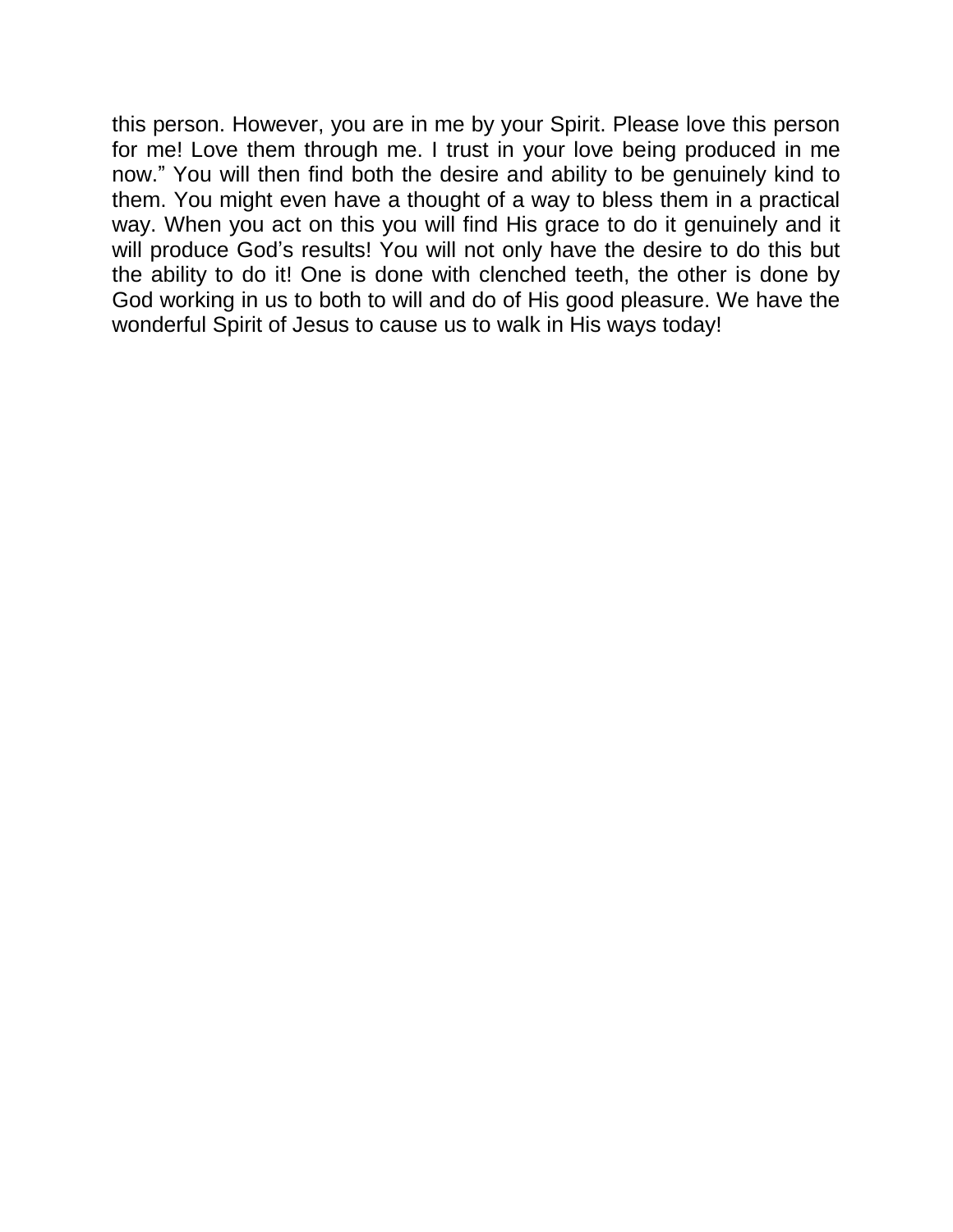this person. However, you are in me by your Spirit. Please love this person for me! Love them through me. I trust in your love being produced in me now." You will then find both the desire and ability to be genuinely kind to them. You might even have a thought of a way to bless them in a practical way. When you act on this you will find His grace to do it genuinely and it will produce God's results! You will not only have the desire to do this but the ability to do it! One is done with clenched teeth, the other is done by God working in us to both to will and do of His good pleasure. We have the wonderful Spirit of Jesus to cause us to walk in His ways today!